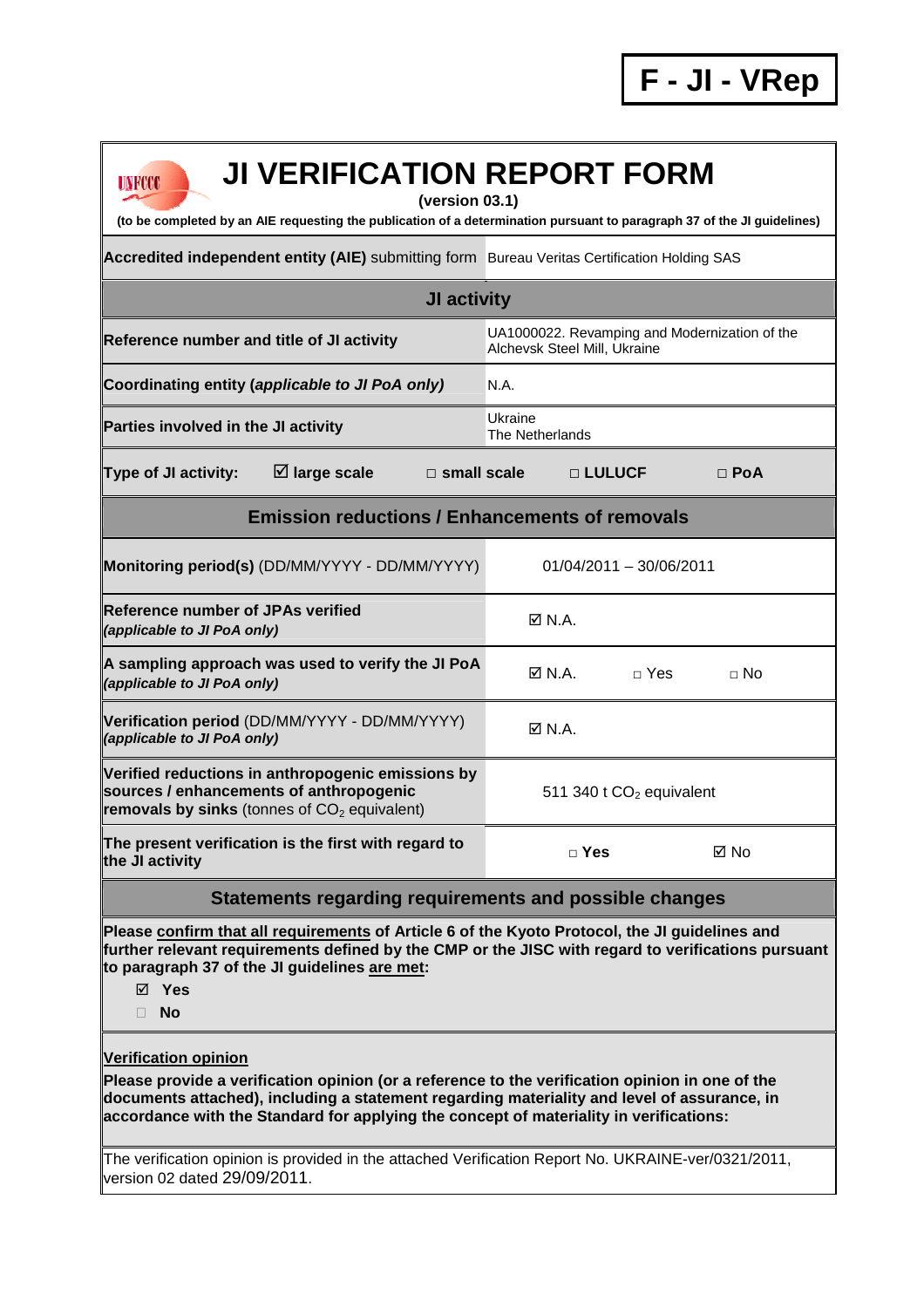**F - JI - VRep**

# JI VERIFICATION REPORT FORM

**(version 03.1)**

**(to be completed by an AIE requesting the publication of a determination pursuant to paragraph 37 of the JI guidelines)**

| | |
|---|---|
| **Accredited independent entity (AIE)** submitting form | Bureau Veritas Certification Holding SAS |
| **JI activity** | |
| **Reference number and title of JI activity** | UA1000022. Revamping and Modernization of the Alchevsk Steel Mill, Ukraine |
| **Coordinating entity (*applicable to JI PoA only*)** | N.A. |
| **Parties involved in the JI activity** | Ukraine<br>The Netherlands |
| **Type of JI activity:** | ☑ **large scale** □ **small scale** □ **LULUCF** □ **PoA** |
| **Emission reductions / Enhancements of removals** | |
| **Monitoring period(s)** (DD/MM/YYYY - DD/MM/YYYY) | 01/04/2011 – 30/06/2011 |
| **Reference number of JPAs verified** ***(applicable to JI PoA only)*** | ☑ N.A. |
| **A sampling approach was used to verify the JI PoA** ***(applicable to JI PoA only)*** | ☑ N.A. □ Yes □ No |
| **Verification period** (DD/MM/YYYY - DD/MM/YYYY) ***(applicable to JI PoA only)*** | ☑ N.A. |
| **Verified reductions in anthropogenic emissions by sources / enhancements of anthropogenic removals by sinks** (tonnes of $CO_2$ equivalent) | 511 340 t $CO_2$ equivalent |
| **The present verification is the first with regard to the JI activity** | □ **Yes** ☑ No |

## Statements regarding requirements and possible changes

**Please confirm that all requirements of Article 6 of the Kyoto Protocol, the JI guidelines and further relevant requirements defined by the CMP or the JISC with regard to verifications pursuant to paragraph 37 of the JI guidelines are met:**

- ☑ **Yes**
- □ **No**

**Verification opinion**

**Please provide a verification opinion (or a reference to the verification opinion in one of the documents attached), including a statement regarding materiality and level of assurance, in accordance with the Standard for applying the concept of materiality in verifications:**

The verification opinion is provided in the attached Verification Report No. UKRAINE-ver/0321/2011, version 02 dated 29/09/2011.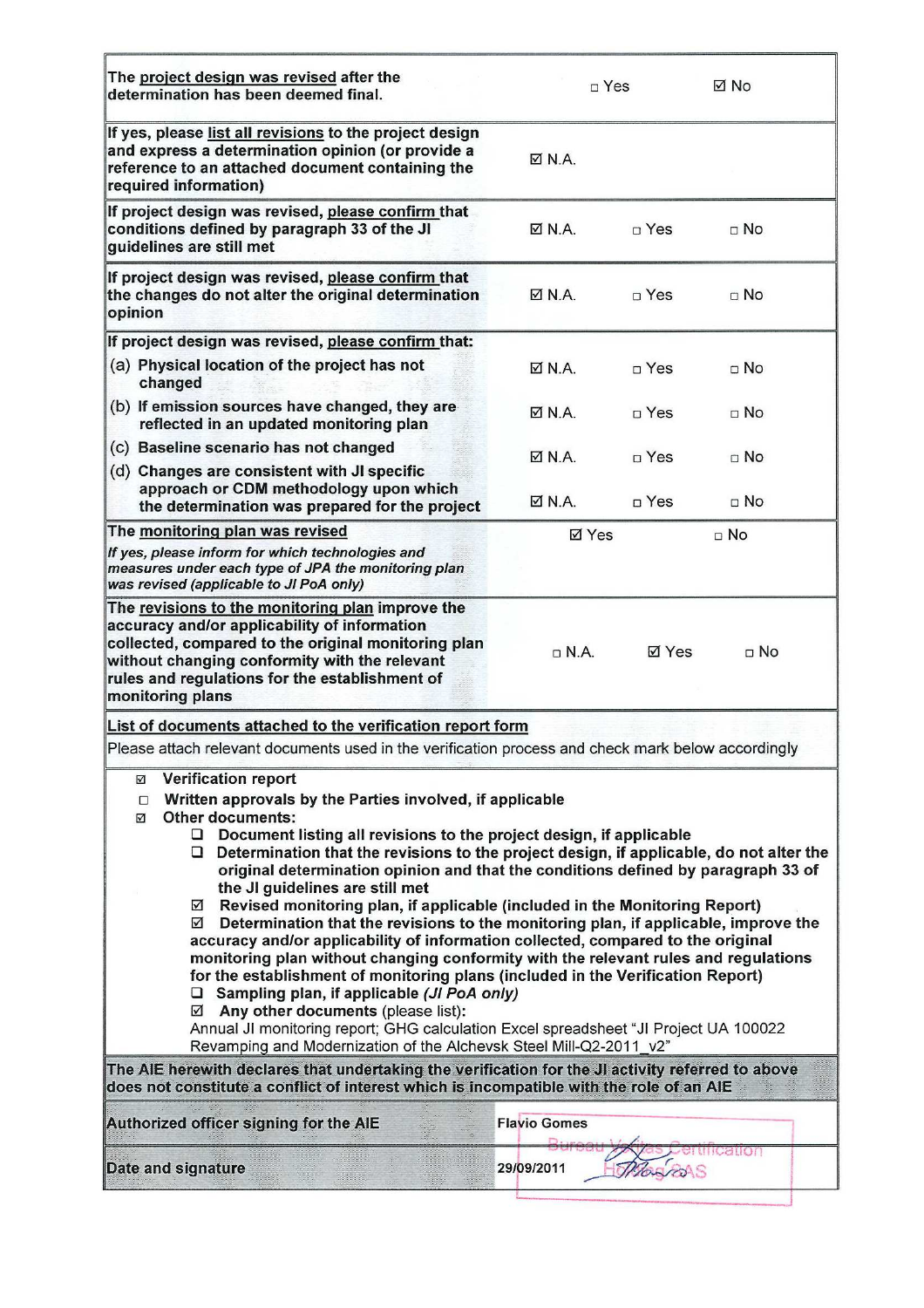| | | | |
|---|---|---|---|
| The project design was revised after the determination has been deemed final. | | □ Yes | ☑ No |
| If yes, please list all revisions to the project design and express a determination opinion (or provide a reference to an attached document containing the required information) | ☑ N.A. | | |
| If project design was revised, please confirm that conditions defined by paragraph 33 of the JI guidelines are still met | ☑ N.A. | □ Yes | □ No |
| If project design was revised, please confirm that the changes do not alter the original determination opinion | ☑ N.A. | □ Yes | □ No |
| If project design was revised, please confirm that: | | | |
| (a) Physical location of the project has not changed | ☑ N.A. | □ Yes | □ No |
| (b) If emission sources have changed, they are reflected in an updated monitoring plan | ☑ N.A. | □ Yes | □ No |
| (c) Baseline scenario has not changed | ☑ N.A. | □ Yes | □ No |
| (d) Changes are consistent with JI specific approach or CDM methodology upon which the determination was prepared for the project | ☑ N.A. | □ Yes | □ No |
| The monitoring plan was revised *If yes, please inform for which technologies and measures under each type of JPA the monitoring plan was revised (applicable to JI PoA only)* | ☑ Yes | | □ No |
| The revisions to the monitoring plan improve the accuracy and/or applicability of information collected, compared to the original monitoring plan without changing conformity with the relevant rules and regulations for the establishment of monitoring plans | □ N.A. | ☑ Yes | □ No |

**List of documents attached to the verification report form**

Please attach relevant documents used in the verification process and check mark below accordingly

- ☑ **Verification report**
- □ **Written approvals by the Parties involved, if applicable**
- ☑ **Other documents:**
  - □ **Document listing all revisions to the project design, if applicable**
  - □ **Determination that the revisions to the project design, if applicable, do not alter the original determination opinion and that the conditions defined by paragraph 33 of the JI guidelines are still met**
  - ☑ **Revised monitoring plan, if applicable (included in the Monitoring Report)**
  - ☑ **Determination that the revisions to the monitoring plan, if applicable, improve the accuracy and/or applicability of information collected, compared to the original monitoring plan without changing conformity with the relevant rules and regulations for the establishment of monitoring plans (included in the Verification Report)**
  - □ **Sampling plan, if applicable** ***(JI PoA only)***
  - ☑ **Any other documents** (please list):
    Annual JI monitoring report; GHG calculation Excel spreadsheet "JI Project UA 100022 Revamping and Modernization of the Alchevsk Steel Mill-Q2-2011_v2"

| | |
|---|---|
| **The AIE herewith declares that undertaking the verification for the JI activity referred to above does not constitute a conflict of interest which is incompatible with the role of an AIE** | |
| **Authorized officer signing for the AIE** | **Flavio Gomes** |
| **Date and signature** | 29/09/2011 Bureau Veritas Certification Holding SAS |